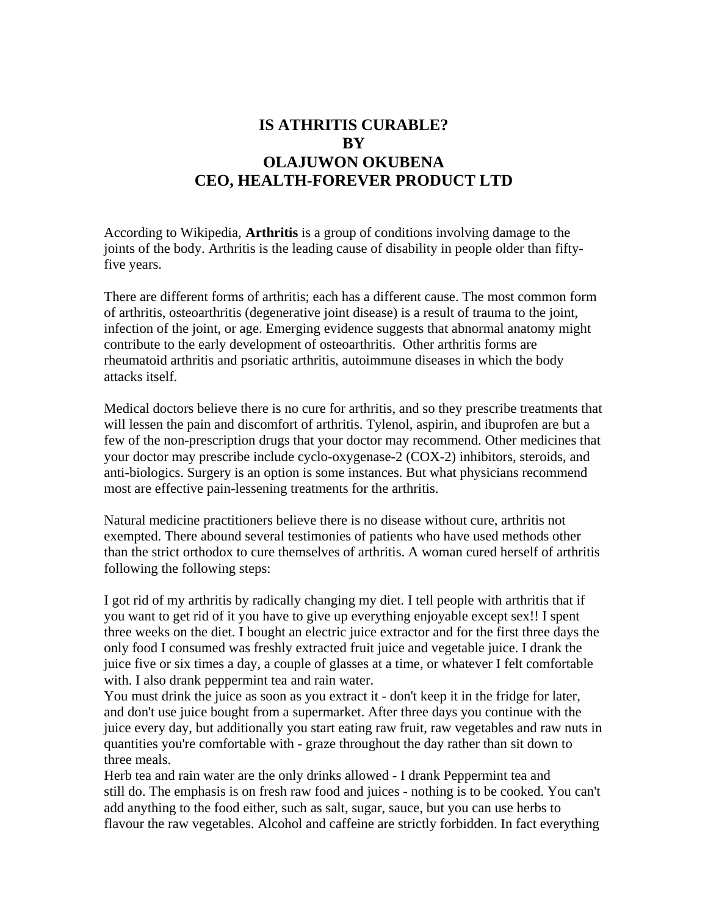# IS ATHRITIS CURABLE?
# BY
# OLAJUWON OKUBENA
# CEO, HEALTH-FOREVER PRODUCT LTD

According to Wikipedia, **Arthritis** is a group of conditions involving damage to the joints of the body. Arthritis is the leading cause of disability in people older than fifty-five years.

There are different forms of arthritis; each has a different cause. The most common form of arthritis, osteoarthritis (degenerative joint disease) is a result of trauma to the joint, infection of the joint, or age. Emerging evidence suggests that abnormal anatomy might contribute to the early development of osteoarthritis. Other arthritis forms are rheumatoid arthritis and psoriatic arthritis, autoimmune diseases in which the body attacks itself.

Medical doctors believe there is no cure for arthritis, and so they prescribe treatments that will lessen the pain and discomfort of arthritis. Tylenol, aspirin, and ibuprofen are but a few of the non-prescription drugs that your doctor may recommend. Other medicines that your doctor may prescribe include cyclo-oxygenase-2 (COX-2) inhibitors, steroids, and anti-biologics. Surgery is an option is some instances. But what physicians recommend most are effective pain-lessening treatments for the arthritis.

Natural medicine practitioners believe there is no disease without cure, arthritis not exempted. There abound several testimonies of patients who have used methods other than the strict orthodox to cure themselves of arthritis. A woman cured herself of arthritis following the following steps:

I got rid of my arthritis by radically changing my diet. I tell people with arthritis that if you want to get rid of it you have to give up everything enjoyable except sex!! I spent three weeks on the diet. I bought an electric juice extractor and for the first three days the only food I consumed was freshly extracted fruit juice and vegetable juice. I drank the juice five or six times a day, a couple of glasses at a time, or whatever I felt comfortable with. I also drank peppermint tea and rain water.
You must drink the juice as soon as you extract it - don't keep it in the fridge for later, and don't use juice bought from a supermarket. After three days you continue with the juice every day, but additionally you start eating raw fruit, raw vegetables and raw nuts in quantities you're comfortable with - graze throughout the day rather than sit down to three meals.
Herb tea and rain water are the only drinks allowed - I drank Peppermint tea and still do. The emphasis is on fresh raw food and juices - nothing is to be cooked. You can't add anything to the food either, such as salt, sugar, sauce, but you can use herbs to flavour the raw vegetables. Alcohol and caffeine are strictly forbidden. In fact everything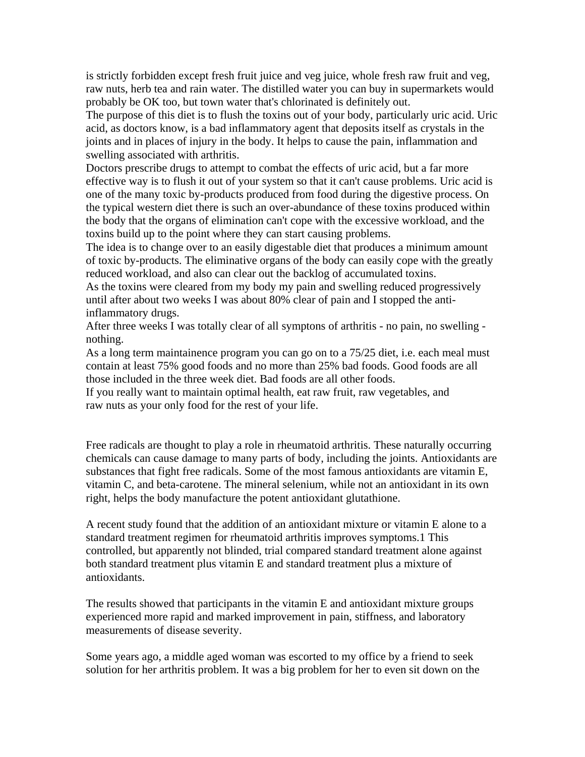is strictly forbidden except fresh fruit juice and veg juice, whole fresh raw fruit and veg, raw nuts, herb tea and rain water. The distilled water you can buy in supermarkets would probably be OK too, but town water that's chlorinated is definitely out.

The purpose of this diet is to flush the toxins out of your body, particularly uric acid. Uric acid, as doctors know, is a bad inflammatory agent that deposits itself as crystals in the joints and in places of injury in the body. It helps to cause the pain, inflammation and swelling associated with arthritis.

Doctors prescribe drugs to attempt to combat the effects of uric acid, but a far more effective way is to flush it out of your system so that it can't cause problems. Uric acid is one of the many toxic by-products produced from food during the digestive process. On the typical western diet there is such an over-abundance of these toxins produced within the body that the organs of elimination can't cope with the excessive workload, and the toxins build up to the point where they can start causing problems.

The idea is to change over to an easily digestable diet that produces a minimum amount of toxic by-products. The eliminative organs of the body can easily cope with the greatly reduced workload, and also can clear out the backlog of accumulated toxins.

As the toxins were cleared from my body my pain and swelling reduced progressively until after about two weeks I was about 80% clear of pain and I stopped the anti-inflammatory drugs.

After three weeks I was totally clear of all symptons of arthritis - no pain, no swelling - nothing.

As a long term maintainence program you can go on to a 75/25 diet, i.e. each meal must contain at least 75% good foods and no more than 25% bad foods. Good foods are all those included in the three week diet. Bad foods are all other foods.

If you really want to maintain optimal health, eat raw fruit, raw vegetables, and raw nuts as your only food for the rest of your life.

Free radicals are thought to play a role in rheumatoid arthritis. These naturally occurring chemicals can cause damage to many parts of body, including the joints. Antioxidants are substances that fight free radicals. Some of the most famous antioxidants are vitamin E, vitamin C, and beta-carotene. The mineral selenium, while not an antioxidant in its own right, helps the body manufacture the potent antioxidant glutathione.

A recent study found that the addition of an antioxidant mixture or vitamin E alone to a standard treatment regimen for rheumatoid arthritis improves symptoms.[1] This controlled, but apparently not blinded, trial compared standard treatment alone against both standard treatment plus vitamin E and standard treatment plus a mixture of antioxidants.

The results showed that participants in the vitamin E and antioxidant mixture groups experienced more rapid and marked improvement in pain, stiffness, and laboratory measurements of disease severity.

Some years ago, a middle aged woman was escorted to my office by a friend to seek solution for her arthritis problem. It was a big problem for her to even sit down on the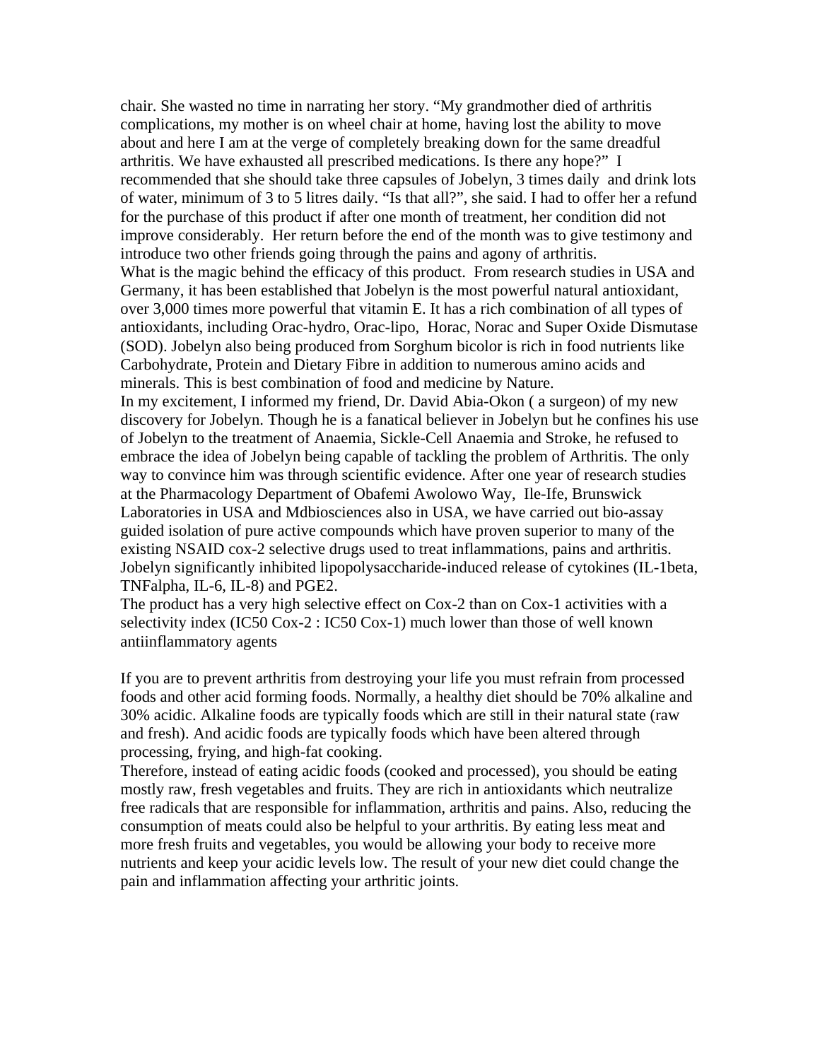chair. She wasted no time in narrating her story. “My grandmother died of arthritis complications, my mother is on wheel chair at home, having lost the ability to move about and here I am at the verge of completely breaking down for the same dreadful arthritis. We have exhausted all prescribed medications. Is there any hope?” I recommended that she should take three capsules of Jobelyn, 3 times daily and drink lots of water, minimum of 3 to 5 litres daily. “Is that all?”, she said. I had to offer her a refund for the purchase of this product if after one month of treatment, her condition did not improve considerably. Her return before the end of the month was to give testimony and introduce two other friends going through the pains and agony of arthritis.

What is the magic behind the efficacy of this product. From research studies in USA and Germany, it has been established that Jobelyn is the most powerful natural antioxidant, over 3,000 times more powerful that vitamin E. It has a rich combination of all types of antioxidants, including Orac-hydro, Orac-lipo, Horac, Norac and Super Oxide Dismutase (SOD). Jobelyn also being produced from Sorghum bicolor is rich in food nutrients like Carbohydrate, Protein and Dietary Fibre in addition to numerous amino acids and minerals. This is best combination of food and medicine by Nature.

In my excitement, I informed my friend, Dr. David Abia-Okon ( a surgeon) of my new discovery for Jobelyn. Though he is a fanatical believer in Jobelyn but he confines his use of Jobelyn to the treatment of Anaemia, Sickle-Cell Anaemia and Stroke, he refused to embrace the idea of Jobelyn being capable of tackling the problem of Arthritis. The only way to convince him was through scientific evidence. After one year of research studies at the Pharmacology Department of Obafemi Awolowo Way, Ile-Ife, Brunswick Laboratories in USA and Mdbiosciences also in USA, we have carried out bio-assay guided isolation of pure active compounds which have proven superior to many of the existing NSAID cox-2 selective drugs used to treat inflammations, pains and arthritis. Jobelyn significantly inhibited lipopolysaccharide-induced release of cytokines (IL-1beta, TNFalpha, IL-6, IL-8) and PGE2.

The product has a very high selective effect on Cox-2 than on Cox-1 activities with a selectivity index (IC50 Cox-2 : IC50 Cox-1) much lower than those of well known antiinflammatory agents

If you are to prevent arthritis from destroying your life you must refrain from processed foods and other acid forming foods. Normally, a healthy diet should be 70% alkaline and 30% acidic. Alkaline foods are typically foods which are still in their natural state (raw and fresh). And acidic foods are typically foods which have been altered through processing, frying, and high-fat cooking.

Therefore, instead of eating acidic foods (cooked and processed), you should be eating mostly raw, fresh vegetables and fruits. They are rich in antioxidants which neutralize free radicals that are responsible for inflammation, arthritis and pains. Also, reducing the consumption of meats could also be helpful to your arthritis. By eating less meat and more fresh fruits and vegetables, you would be allowing your body to receive more nutrients and keep your acidic levels low. The result of your new diet could change the pain and inflammation affecting your arthritic joints.